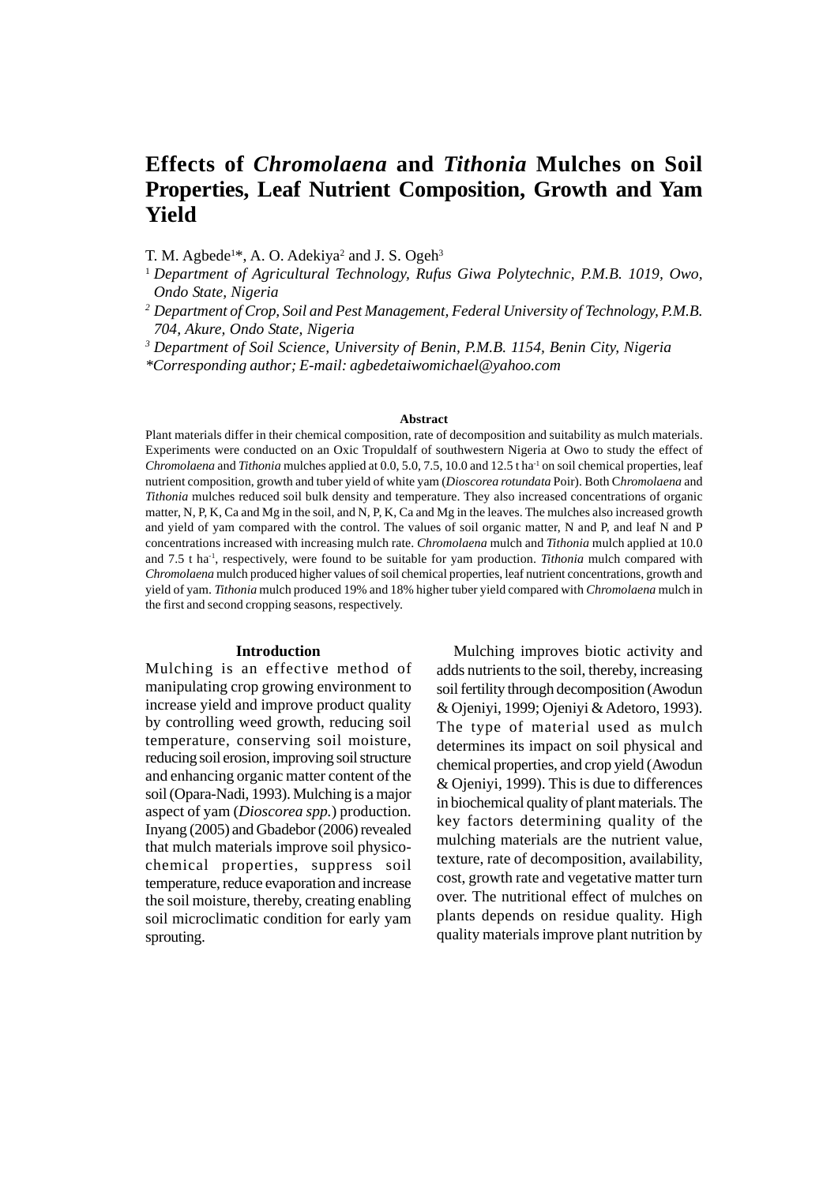# Effects of *Chromolaena* and *Tithonia* Mulches on Soil Properties, Leaf Nutrient Composition, Growth and Yam Yield

T. M. Agbede[1]*, A. O. Adekiya[2] and J. S. Ogeh[3]

[1] *Department of Agricultural Technology, Rufus Giwa Polytechnic, P.M.B. 1019, Owo, Ondo State, Nigeria*

[2] *Department of Crop, Soil and Pest Management, Federal University of Technology, P.M.B. 704, Akure, Ondo State, Nigeria*

[3] *Department of Soil Science, University of Benin, P.M.B. 1154, Benin City, Nigeria*

*\*Corresponding author; E-mail: agbedetaiwomichael@yahoo.com*

**Abstract**

Plant materials differ in their chemical composition, rate of decomposition and suitability as mulch materials. Experiments were conducted on an Oxic Tropuldalf of southwestern Nigeria at Owo to study the effect of *Chromolaena* and *Tithonia* mulches applied at 0.0, 5.0, 7.5, 10.0 and 12.5 t $ha^{-1}$ on soil chemical properties, leaf nutrient composition, growth and tuber yield of white yam (*Dioscorea rotundata* Poir). Both C*hromolaena* and *Tithonia* mulches reduced soil bulk density and temperature. They also increased concentrations of organic matter, N, P, K, Ca and Mg in the soil, and N, P, K, Ca and Mg in the leaves. The mulches also increased growth and yield of yam compared with the control. The values of soil organic matter, N and P, and leaf N and P concentrations increased with increasing mulch rate. *Chromolaena* mulch and *Tithonia* mulch applied at 10.0 and 7.5 t $ha^{-1}$, respectively, were found to be suitable for yam production. *Tithonia* mulch compared with *Chromolaena* mulch produced higher values of soil chemical properties, leaf nutrient concentrations, growth and yield of yam. *Tithonia* mulch produced 19% and 18% higher tuber yield compared with *Chromolaena* mulch in the first and second cropping seasons, respectively.

## Introduction

Mulching is an effective method of manipulating crop growing environment to increase yield and improve product quality by controlling weed growth, reducing soil temperature, conserving soil moisture, reducing soil erosion, improving soil structure and enhancing organic matter content of the soil (Opara-Nadi, 1993). Mulching is a major aspect of yam (*Dioscorea spp.*) production. Inyang (2005) and Gbadebor (2006) revealed that mulch materials improve soil physico-chemical properties, suppress soil temperature, reduce evaporation and increase the soil moisture, thereby, creating enabling soil microclimatic condition for early yam sprouting.

Mulching improves biotic activity and adds nutrients to the soil, thereby, increasing soil fertility through decomposition (Awodun & Ojeniyi, 1999; Ojeniyi & Adetoro, 1993). The type of material used as mulch determines its impact on soil physical and chemical properties, and crop yield (Awodun & Ojeniyi, 1999). This is due to differences in biochemical quality of plant materials. The key factors determining quality of the mulching materials are the nutrient value, texture, rate of decomposition, availability, cost, growth rate and vegetative matter turn over. The nutritional effect of mulches on plants depends on residue quality. High quality materials improve plant nutrition by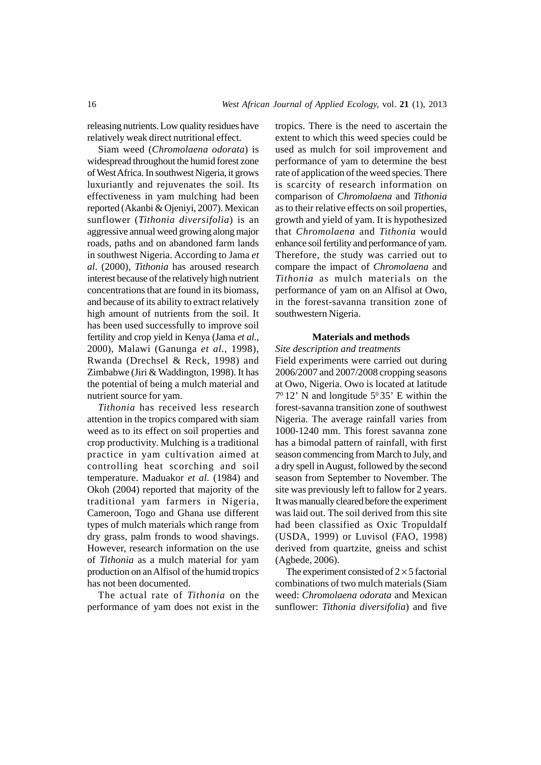releasing nutrients. Low quality residues have relatively weak direct nutritional effect.

Siam weed (*Chromolaena odorata*) is widespread throughout the humid forest zone of West Africa. In southwest Nigeria, it grows luxuriantly and rejuvenates the soil. Its effectiveness in yam mulching had been reported (Akanbi & Ojeniyi, 2007). Mexican sunflower (*Tithonia diversifolia*) is an aggressive annual weed growing along major roads, paths and on abandoned farm lands in southwest Nigeria. According to Jama *et al.* (2000), *Tithonia* has aroused research interest because of the relatively high nutrient concentrations that are found in its biomass, and because of its ability to extract relatively high amount of nutrients from the soil. It has been used successfully to improve soil fertility and crop yield in Kenya (Jama *et al.*, 2000), Malawi (Ganunga *et al*., 1998), Rwanda (Drechsel & Reck, 1998) and Zimbabwe (Jiri & Waddington, 1998). It has the potential of being a mulch material and nutrient source for yam.

*Tithonia* has received less research attention in the tropics compared with siam weed as to its effect on soil properties and crop productivity. Mulching is a traditional practice in yam cultivation aimed at controlling heat scorching and soil temperature. Maduakor *et al.* (1984) and Okoh (2004) reported that majority of the traditional yam farmers in Nigeria, Cameroon, Togo and Ghana use different types of mulch materials which range from dry grass, palm fronds to wood shavings. However, research information on the use of *Tithonia* as a mulch material for yam production on an Alfisol of the humid tropics has not been documented.

The actual rate of *Tithonia* on the performance of yam does not exist in the tropics. There is the need to ascertain the extent to which this weed species could be used as mulch for soil improvement and performance of yam to determine the best rate of application of the weed species. There is scarcity of research information on comparison of *Chromolaena* and *Tithonia* as to their relative effects on soil properties, growth and yield of yam. It is hypothesized that *Chromolaena* and *Tithonia* would enhance soil fertility and performance of yam. Therefore, the study was carried out to compare the impact of *Chromolaena* and *Tithonia* as mulch materials on the performance of yam on an Alfisol at Owo, in the forest-savanna transition zone of southwestern Nigeria.

## Materials and methods

### *Site description and treatments*

Field experiments were carried out during 2006/2007 and 2007/2008 cropping seasons at Owo, Nigeria. Owo is located at latitude $7^0$ 12' N and longitude $5^0$ 35' E within the forest-savanna transition zone of southwest Nigeria. The average rainfall varies from 1000-1240 mm. This forest savanna zone has a bimodal pattern of rainfall, with first season commencing from March to July, and a dry spell in August, followed by the second season from September to November. The site was previously left to fallow for 2 years. It was manually cleared before the experiment was laid out. The soil derived from this site had been classified as Oxic Tropuldalf (USDA, 1999) or Luvisol (FAO, 1998) derived from quartzite, gneiss and schist (Agbede, 2006).

The experiment consisted of $2 \times 5$ factorial combinations of two mulch materials (Siam weed: *Chromolaena odorata* and Mexican sunflower: *Tithonia diversifolia*) and five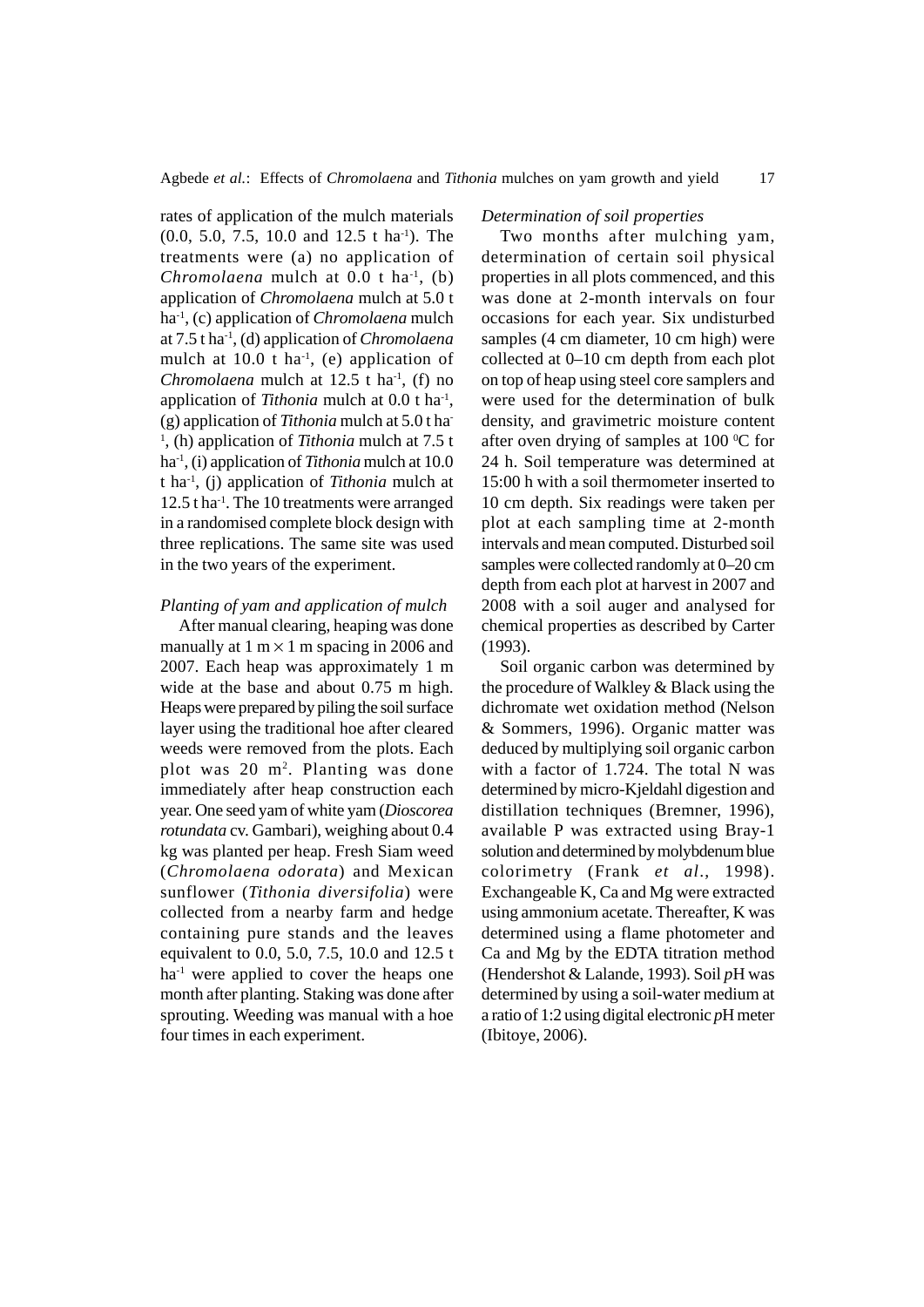rates of application of the mulch materials (0.0, 5.0, 7.5, 10.0 and 12.5 t ha$^{-1}$). The treatments were (a) no application of *Chromolaena* mulch at 0.0 t ha$^{-1}$, (b) application of *Chromolaena* mulch at 5.0 t ha$^{-1}$, (c) application of *Chromolaena* mulch at 7.5 t ha$^{-1}$, (d) application of *Chromolaena* mulch at 10.0 t ha$^{-1}$, (e) application of *Chromolaena* mulch at 12.5 t ha$^{-1}$, (f) no application of *Tithonia* mulch at 0.0 t ha$^{-1}$, (g) application of *Tithonia* mulch at 5.0 t ha$^{-1}$, (h) application of *Tithonia* mulch at 7.5 t ha$^{-1}$, (i) application of *Tithonia* mulch at 10.0 t ha$^{-1}$, (j) application of *Tithonia* mulch at 12.5 t ha$^{-1}$. The 10 treatments were arranged in a randomised complete block design with three replications. The same site was used in the two years of the experiment.

### *Planting of yam and application of mulch*

After manual clearing, heaping was done manually at 1 m × 1 m spacing in 2006 and 2007. Each heap was approximately 1 m wide at the base and about 0.75 m high. Heaps were prepared by piling the soil surface layer using the traditional hoe after cleared weeds were removed from the plots. Each plot was 20 m$^2$. Planting was done immediately after heap construction each year. One seed yam of white yam (*Dioscorea rotundata* cv. Gambari), weighing about 0.4 kg was planted per heap. Fresh Siam weed (*Chromolaena odorata*) and Mexican sunflower (*Tithonia diversifolia*) were collected from a nearby farm and hedge containing pure stands and the leaves equivalent to 0.0, 5.0, 7.5, 10.0 and 12.5 t ha$^{-1}$ were applied to cover the heaps one month after planting. Staking was done after sprouting. Weeding was manual with a hoe four times in each experiment.

### *Determination of soil properties*

Two months after mulching yam, determination of certain soil physical properties in all plots commenced, and this was done at 2-month intervals on four occasions for each year. Six undisturbed samples (4 cm diameter, 10 cm high) were collected at 0–10 cm depth from each plot on top of heap using steel core samplers and were used for the determination of bulk density, and gravimetric moisture content after oven drying of samples at 100 $^0$C for 24 h. Soil temperature was determined at 15:00 h with a soil thermometer inserted to 10 cm depth. Six readings were taken per plot at each sampling time at 2-month intervals and mean computed. Disturbed soil samples were collected randomly at 0–20 cm depth from each plot at harvest in 2007 and 2008 with a soil auger and analysed for chemical properties as described by Carter (1993).

Soil organic carbon was determined by the procedure of Walkley & Black using the dichromate wet oxidation method (Nelson & Sommers, 1996). Organic matter was deduced by multiplying soil organic carbon with a factor of 1.724. The total N was determined by micro-Kjeldahl digestion and distillation techniques (Bremner, 1996), available P was extracted using Bray-1 solution and determined by molybdenum blue colorimetry (Frank *et al*., 1998). Exchangeable K, Ca and Mg were extracted using ammonium acetate. Thereafter, K was determined using a flame photometer and Ca and Mg by the EDTA titration method (Hendershot & Lalande, 1993). Soil *p*H was determined by using a soil-water medium at a ratio of 1:2 using digital electronic *p*H meter (Ibitoye, 2006).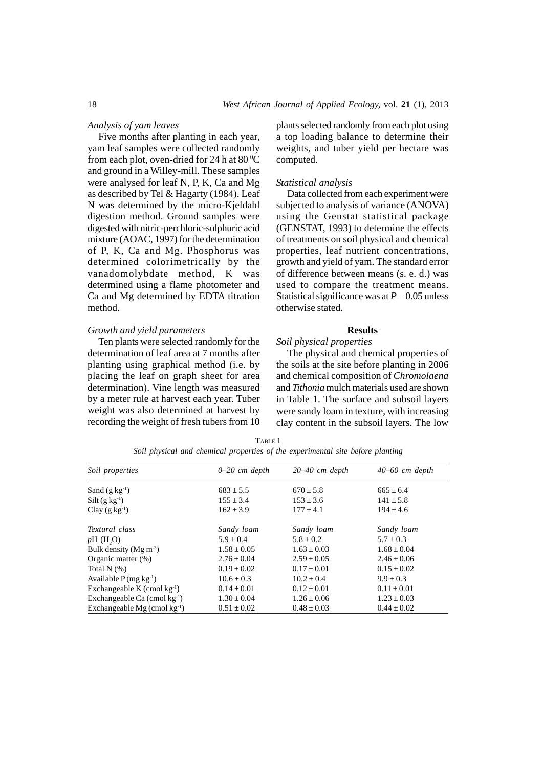### *Analysis of yam leaves*

Five months after planting in each year, yam leaf samples were collected randomly from each plot, oven-dried for 24 h at 80 $^0$C and ground in a Willey-mill. These samples were analysed for leaf N, P, K, Ca and Mg as described by Tel & Hagarty (1984). Leaf N was determined by the micro-Kjeldahl digestion method. Ground samples were digested with nitric-perchloric-sulphuric acid mixture (AOAC, 1997) for the determination of P, K, Ca and Mg. Phosphorus was determined colorimetrically by the vanadomolybdate method, K was determined using a flame photometer and Ca and Mg determined by EDTA titration method.

### *Growth and yield parameters*

Ten plants were selected randomly for the determination of leaf area at 7 months after planting using graphical method (i.e. by placing the leaf on graph sheet for area determination). Vine length was measured by a meter rule at harvest each year. Tuber weight was also determined at harvest by recording the weight of fresh tubers from 10 plants selected randomly from each plot using a top loading balance to determine their weights, and tuber yield per hectare was computed.

### *Statistical analysis*

Data collected from each experiment were subjected to analysis of variance (ANOVA) using the Genstat statistical package (GENSTAT, 1993) to determine the effects of treatments on soil physical and chemical properties, leaf nutrient concentrations, growth and yield of yam. The standard error of difference between means (s. e. d.) was used to compare the treatment means. Statistical significance was at $P = 0.05$ unless otherwise stated.

## Results

### *Soil physical properties*

The physical and chemical properties of the soils at the site before planting in 2006 and chemical composition of *Chromolaena* and *Tithonia* mulch materials used are shown in Table 1. The surface and subsoil layers were sandy loam in texture, with increasing clay content in the subsoil layers. The low

TABLE 1

*Soil physical and chemical properties of the experimental site before planting*

| *Soil properties* | *0–20 cm depth* | *20–40 cm depth* | *40–60 cm depth* |
|---|---|---|---|
| Sand (g $kg^{-1}$) | 683 ± 5.5 | 670 ± 5.8 | 665 ± 6.4 |
| Silt (g $kg^{-1}$) | 155 ± 3.4 | 153 ± 3.6 | 141 ± 5.8 |
| Clay (g $kg^{-1}$) | 162 ± 3.9 | 177 ± 4.1 | 194 ± 4.6 |
| *Textural class* | *Sandy loam* | *Sandy loam* | *Sandy loam* |
| *p*H ($H_2O$) | 5.9 ± 0.4 | 5.8 ± 0.2 | 5.7 ± 0.3 |
| Bulk density (Mg $m^{-3}$) | 1.58 ± 0.05 | 1.63 ± 0.03 | 1.68 ± 0.04 |
| Organic matter (%) | 2.76 ± 0.04 | 2.59 ± 0.05 | 2.46 ± 0.06 |
| Total N (%) | 0.19 ± 0.02 | 0.17 ± 0.01 | 0.15 ± 0.02 |
| Available P (mg $kg^{-1}$) | 10.6 ± 0.3 | 10.2 ± 0.4 | 9.9 ± 0.3 |
| Exchangeable K (cmol $kg^{-1}$) | 0.14 ± 0.01 | 0.12 ± 0.01 | 0.11 ± 0.01 |
| Exchangeable Ca (cmol $kg^{-1}$) | 1.30 ± 0.04 | 1.26 ± 0.06 | 1.23 ± 0.03 |
| Exchangeable Mg (cmol $kg^{-1}$) | 0.51 ± 0.02 | 0.48 ± 0.03 | 0.44 ± 0.02 |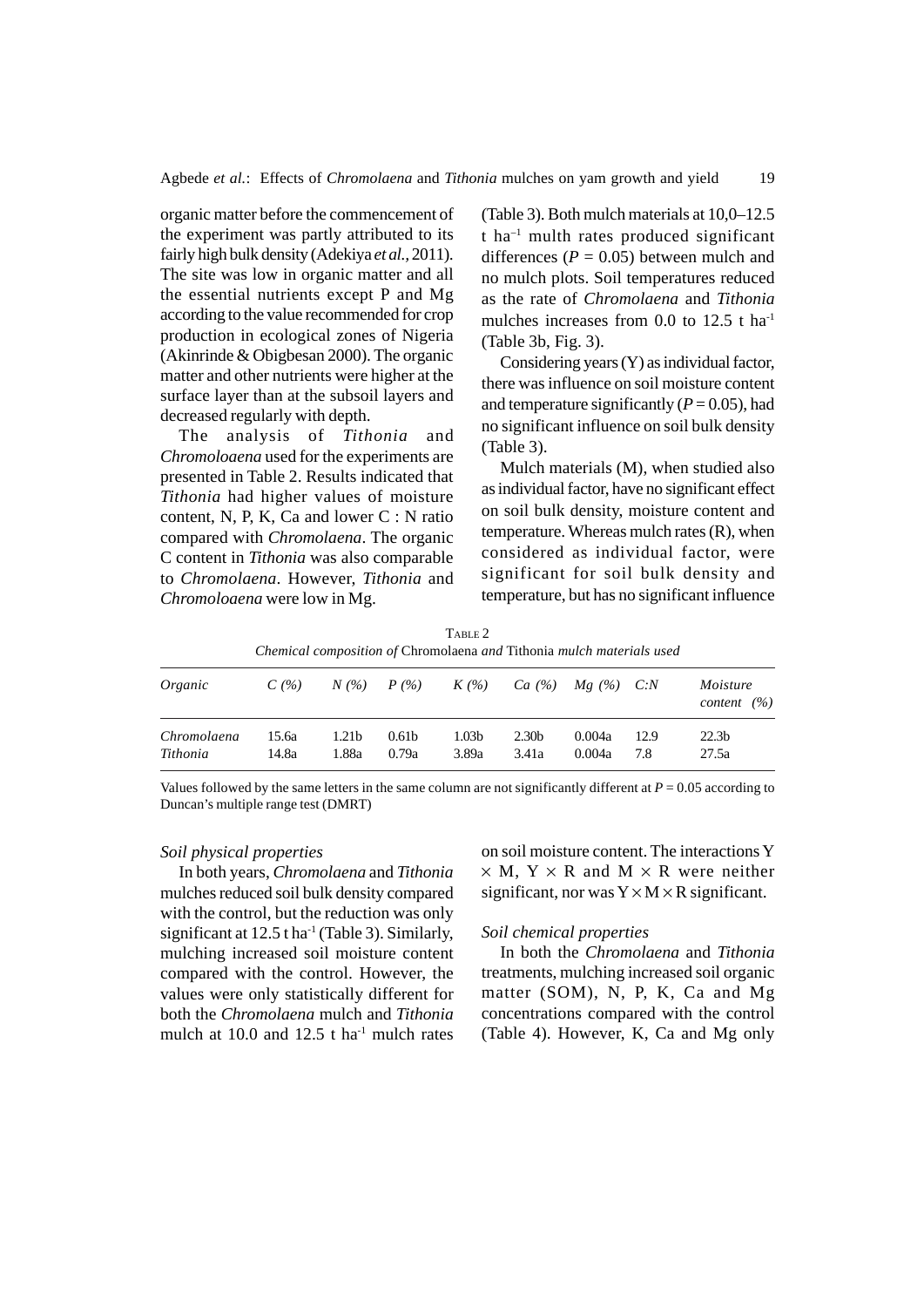organic matter before the commencement of the experiment was partly attributed to its fairly high bulk density (Adekiya *et al.*, 2011). The site was low in organic matter and all the essential nutrients except P and Mg according to the value recommended for crop production in ecological zones of Nigeria (Akinrinde & Obigbesan 2000). The organic matter and other nutrients were higher at the surface layer than at the subsoil layers and decreased regularly with depth.

The analysis of *Tithonia* and *Chromoloaena* used for the experiments are presented in Table 2. Results indicated that *Tithonia* had higher values of moisture content, N, P, K, Ca and lower C : N ratio compared with *Chromolaena*. The organic C content in *Tithonia* was also comparable to *Chromolaena*. However, *Tithonia* and *Chromoloaena* were low in Mg.

TABLE 2

*Chemical composition of* Chromolaena *and* Tithonia *mulch materials used*

| *Organic* | *C (%)* | *N (%)* | *P (%)* | *K (%)* | *Ca (%)* | *Mg (%)* | *C:N* | *Moisture content (%)* |
|---|---|---|---|---|---|---|---|---|
| *Chromolaena* | 15.6a | 1.21b | 0.61b | 1.03b | 2.30b | 0.004a | 12.9 | 22.3b |
| *Tithonia* | 14.8a | 1.88a | 0.79a | 3.89a | 3.41a | 0.004a | 7.8 | 27.5a |

Values followed by the same letters in the same column are not significantly different at $P = 0.05$ according to Duncan's multiple range test (DMRT)

### *Soil physical properties*

In both years, *Chromolaena* and *Tithonia* mulches reduced soil bulk density compared with the control, but the reduction was only significant at 12.5 t ha$^{-1}$ (Table 3). Similarly, mulching increased soil moisture content compared with the control. However, the values were only statistically different for both the *Chromolaena* mulch and *Tithonia* mulch at 10.0 and 12.5 t ha$^{-1}$ mulch rates (Table 3). Both mulch materials at 10,0–12.5 t ha$^{-1}$ multh rates produced significant differences ($P = 0.05$) between mulch and no mulch plots. Soil temperatures reduced as the rate of *Chromolaena* and *Tithonia* mulches increases from 0.0 to 12.5 t ha$^{-1}$ (Table 3b, Fig. 3).

Considering years (Y) as individual factor, there was influence on soil moisture content and temperature significantly ($P = 0.05$), had no significant influence on soil bulk density (Table 3).

Mulch materials (M), when studied also as individual factor, have no significant effect on soil bulk density, moisture content and temperature. Whereas mulch rates (R), when considered as individual factor, were significant for soil bulk density and temperature, but has no significant influence on soil moisture content. The interactions $Y \times M$, $Y \times R$ and $M \times R$ were neither significant, nor was $Y \times M \times R$ significant.

### *Soil chemical properties*

In both the *Chromolaena* and *Tithonia* treatments, mulching increased soil organic matter (SOM), N, P, K, Ca and Mg concentrations compared with the control (Table 4). However, K, Ca and Mg only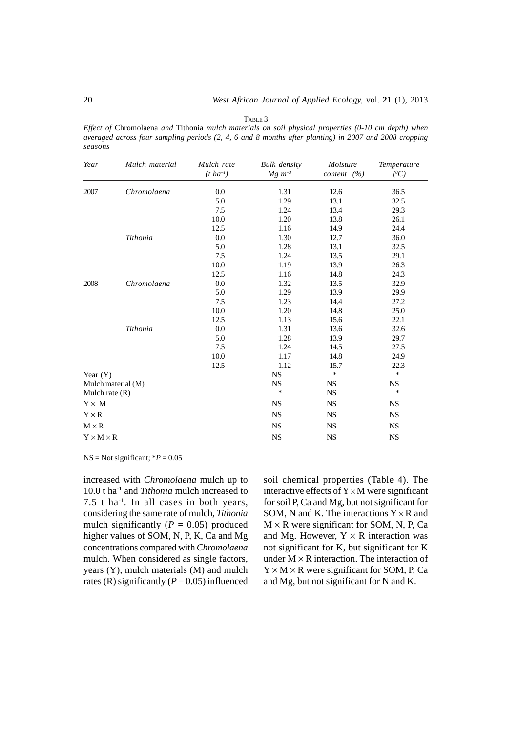TABLE 3

*Effect of* Chromolaena *and* Tithonia *mulch materials on soil physical properties (0-10 cm depth) when averaged across four sampling periods (2, 4, 6 and 8 months after planting) in 2007 and 2008 cropping seasons*

| *Year* | *Mulch material* | *Mulch rate ($t\ ha^{-1}$)* | *Bulk density $Mg\ m^{-3}$* | *Moisture content (%)* | *Temperature ($^{o}C$)* |
|---|---|---|---|---|---|
| 2007 | *Chromolaena* | 0.0 | 1.31 | 12.6 | 36.5 |
| | | 5.0 | 1.29 | 13.1 | 32.5 |
| | | 7.5 | 1.24 | 13.4 | 29.3 |
| | | 10.0 | 1.20 | 13.8 | 26.1 |
| | | 12.5 | 1.16 | 14.9 | 24.4 |
| | *Tithonia* | 0.0 | 1.30 | 12.7 | 36.0 |
| | | 5.0 | 1.28 | 13.1 | 32.5 |
| | | 7.5 | 1.24 | 13.5 | 29.1 |
| | | 10.0 | 1.19 | 13.9 | 26.3 |
| | | 12.5 | 1.16 | 14.8 | 24.3 |
| 2008 | *Chromolaena* | 0.0 | 1.32 | 13.5 | 32.9 |
| | | 5.0 | 1.29 | 13.9 | 29.9 |
| | | 7.5 | 1.23 | 14.4 | 27.2 |
| | | 10.0 | 1.20 | 14.8 | 25.0 |
| | | 12.5 | 1.13 | 15.6 | 22.1 |
| | *Tithonia* | 0.0 | 1.31 | 13.6 | 32.6 |
| | | 5.0 | 1.28 | 13.9 | 29.7 |
| | | 7.5 | 1.24 | 14.5 | 27.5 |
| | | 10.0 | 1.17 | 14.8 | 24.9 |
| | | 12.5 | 1.12 | 15.7 | 22.3 |
| Year (Y) | | | NS | * | * |
| Mulch material (M) | | | NS | NS | NS |
| Mulch rate (R) | | | * | NS | * |
| Y × M | | | NS | NS | NS |
| Y × R | | | NS | NS | NS |
| M × R | | | NS | NS | NS |
| Y × M × R | | | NS | NS | NS |

NS = Not significant; *$P$ = 0.05

increased with *Chromolaena* mulch up to 10.0 t ha$^{-1}$ and *Tithonia* mulch increased to 7.5 t ha$^{-1}$. In all cases in both years, considering the same rate of mulch, *Tithonia* mulch significantly ($P$ = 0.05) produced higher values of SOM, N, P, K, Ca and Mg concentrations compared with *Chromolaena* mulch. When considered as single factors, years (Y), mulch materials (M) and mulch rates (R) significantly ($P$ = 0.05) influenced soil chemical properties (Table 4). The interactive effects of Y × M were significant for soil P, Ca and Mg, but not significant for SOM, N and K. The interactions Y × R and M × R were significant for SOM, N, P, Ca and Mg. However, Y × R interaction was not significant for K, but significant for K under M × R interaction. The interaction of Y × M × R were significant for SOM, P, Ca and Mg, but not significant for N and K.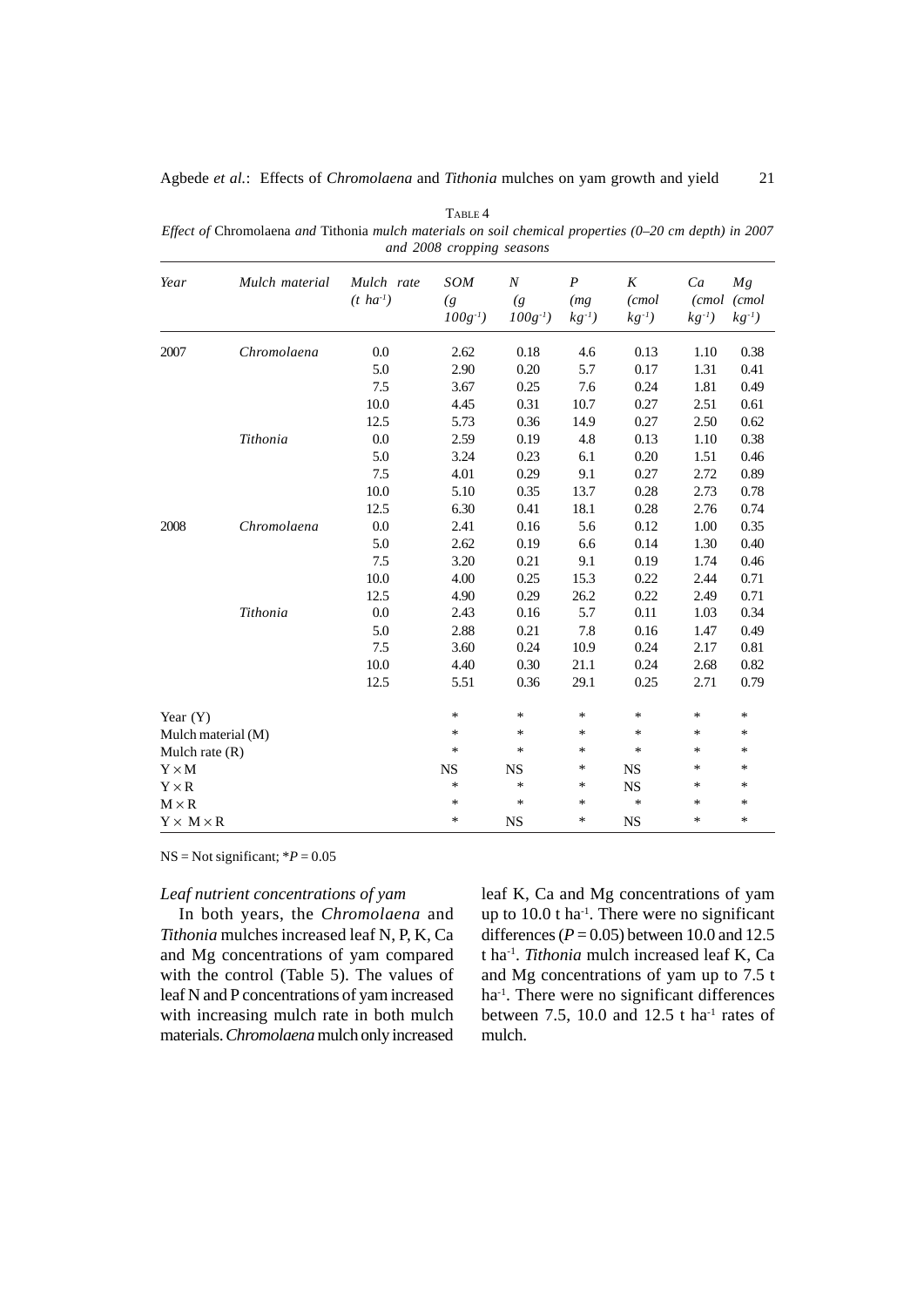TABLE 4

*Effect of* Chromolaena *and* Tithonia *mulch materials on soil chemical properties (0–20 cm depth) in 2007 and 2008 cropping seasons*

| *Year* | *Mulch material* | *Mulch rate* ($t\ ha^{-1}$) | *SOM* ($g\ 100g^{-1}$) | *N* ($g\ 100g^{-1}$) | *P* ($mg\ kg^{-1}$) | *K* ($cmol\ kg^{-1}$) | *Ca* ($cmol\ kg^{-1}$) | *Mg* ($cmol\ kg^{-1}$) |
|---|---|---|---|---|---|---|---|---|
| 2007 | *Chromolaena* | 0.0 | 2.62 | 0.18 | 4.6 | 0.13 | 1.10 | 0.38 |
| | | 5.0 | 2.90 | 0.20 | 5.7 | 0.17 | 1.31 | 0.41 |
| | | 7.5 | 3.67 | 0.25 | 7.6 | 0.24 | 1.81 | 0.49 |
| | | 10.0 | 4.45 | 0.31 | 10.7 | 0.27 | 2.51 | 0.61 |
| | | 12.5 | 5.73 | 0.36 | 14.9 | 0.27 | 2.50 | 0.62 |
| | *Tithonia* | 0.0 | 2.59 | 0.19 | 4.8 | 0.13 | 1.10 | 0.38 |
| | | 5.0 | 3.24 | 0.23 | 6.1 | 0.20 | 1.51 | 0.46 |
| | | 7.5 | 4.01 | 0.29 | 9.1 | 0.27 | 2.72 | 0.89 |
| | | 10.0 | 5.10 | 0.35 | 13.7 | 0.28 | 2.73 | 0.78 |
| | | 12.5 | 6.30 | 0.41 | 18.1 | 0.28 | 2.76 | 0.74 |
| 2008 | *Chromolaena* | 0.0 | 2.41 | 0.16 | 5.6 | 0.12 | 1.00 | 0.35 |
| | | 5.0 | 2.62 | 0.19 | 6.6 | 0.14 | 1.30 | 0.40 |
| | | 7.5 | 3.20 | 0.21 | 9.1 | 0.19 | 1.74 | 0.46 |
| | | 10.0 | 4.00 | 0.25 | 15.3 | 0.22 | 2.44 | 0.71 |
| | | 12.5 | 4.90 | 0.29 | 26.2 | 0.22 | 2.49 | 0.71 |
| | *Tithonia* | 0.0 | 2.43 | 0.16 | 5.7 | 0.11 | 1.03 | 0.34 |
| | | 5.0 | 2.88 | 0.21 | 7.8 | 0.16 | 1.47 | 0.49 |
| | | 7.5 | 3.60 | 0.24 | 10.9 | 0.24 | 2.17 | 0.81 |
| | | 10.0 | 4.40 | 0.30 | 21.1 | 0.24 | 2.68 | 0.82 |
| | | 12.5 | 5.51 | 0.36 | 29.1 | 0.25 | 2.71 | 0.79 |
| Year (Y) | | | * | * | * | * | * | * |
| Mulch material (M) | | | * | * | * | * | * | * |
| Mulch rate (R) | | | * | * | * | * | * | * |
| Y × M | | | NS | NS | * | NS | * | * |
| Y × R | | | * | * | * | NS | * | * |
| M × R | | | * | * | * | * | * | * |
| Y × M × R | | | * | NS | * | NS | * | * |

NS = Not significant; *$P$ = 0.05

*Leaf nutrient concentrations of yam*

In both years, the *Chromolaena* and *Tithonia* mulches increased leaf N, P, K, Ca and Mg concentrations of yam compared with the control (Table 5). The values of leaf N and P concentrations of yam increased with increasing mulch rate in both mulch materials. *Chromolaena* mulch only increased leaf K, Ca and Mg concentrations of yam up to 10.0 t ha$^{-1}$. There were no significant differences ($P$ = 0.05) between 10.0 and 12.5 t ha$^{-1}$. *Tithonia* mulch increased leaf K, Ca and Mg concentrations of yam up to 7.5 t ha$^{-1}$. There were no significant differences between 7.5, 10.0 and 12.5 t ha$^{-1}$ rates of mulch.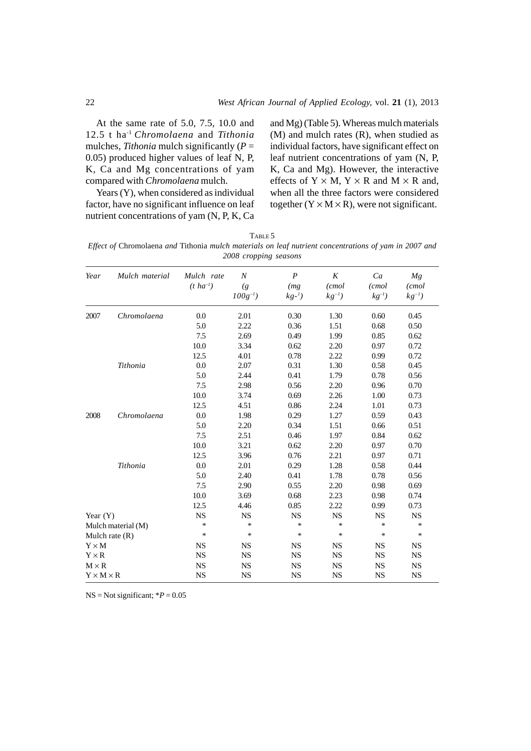At the same rate of 5.0, 7.5, 10.0 and 12.5 t ha$^{-1}$ *Chromolaena* and *Tithonia* mulches, *Tithonia* mulch significantly ($P$ = 0.05) produced higher values of leaf N, P, K, Ca and Mg concentrations of yam compared with *Chromolaena* mulch.

Years (Y), when considered as individual factor, have no significant influence on leaf nutrient concentrations of yam (N, P, K, Ca and Mg) (Table 5). Whereas mulch materials (M) and mulch rates (R), when studied as individual factors, have significant effect on leaf nutrient concentrations of yam (N, P, K, Ca and Mg). However, the interactive effects of Y × M, Y × R and M × R and, when all the three factors were considered together (Y × M × R), were not significant.

TABLE 5

*Effect of* Chromolaena *and* Tithonia *mulch materials on leaf nutrient concentrations of yam in 2007 and 2008 cropping seasons*

| *Year* | *Mulch material* | *Mulch rate ($t\ ha^{-1}$)* | *N ($g\ 100g^{-1}$)* | *P ($mg\ kg^{-1}$)* | *K ($cmol\ kg^{-1}$)* | *Ca ($cmol\ kg^{-1}$)* | *Mg ($cmol\ kg^{-1}$)* |
|---|---|---|---|---|---|---|---|
| 2007 | *Chromolaena* | 0.0 | 2.01 | 0.30 | 1.30 | 0.60 | 0.45 |
| | | 5.0 | 2.22 | 0.36 | 1.51 | 0.68 | 0.50 |
| | | 7.5 | 2.69 | 0.49 | 1.99 | 0.85 | 0.62 |
| | | 10.0 | 3.34 | 0.62 | 2.20 | 0.97 | 0.72 |
| | | 12.5 | 4.01 | 0.78 | 2.22 | 0.99 | 0.72 |
| | *Tithonia* | 0.0 | 2.07 | 0.31 | 1.30 | 0.58 | 0.45 |
| | | 5.0 | 2.44 | 0.41 | 1.79 | 0.78 | 0.56 |
| | | 7.5 | 2.98 | 0.56 | 2.20 | 0.96 | 0.70 |
| | | 10.0 | 3.74 | 0.69 | 2.26 | 1.00 | 0.73 |
| | | 12.5 | 4.51 | 0.86 | 2.24 | 1.01 | 0.73 |
| 2008 | *Chromolaena* | 0.0 | 1.98 | 0.29 | 1.27 | 0.59 | 0.43 |
| | | 5.0 | 2.20 | 0.34 | 1.51 | 0.66 | 0.51 |
| | | 7.5 | 2.51 | 0.46 | 1.97 | 0.84 | 0.62 |
| | | 10.0 | 3.21 | 0.62 | 2.20 | 0.97 | 0.70 |
| | | 12.5 | 3.96 | 0.76 | 2.21 | 0.97 | 0.71 |
| | *Tithonia* | 0.0 | 2.01 | 0.29 | 1.28 | 0.58 | 0.44 |
| | | 5.0 | 2.40 | 0.41 | 1.78 | 0.78 | 0.56 |
| | | 7.5 | 2.90 | 0.55 | 2.20 | 0.98 | 0.69 |
| | | 10.0 | 3.69 | 0.68 | 2.23 | 0.98 | 0.74 |
| | | 12.5 | 4.46 | 0.85 | 2.22 | 0.99 | 0.73 |
| Year (Y) | | NS | NS | NS | NS | NS | NS |
| Mulch material (M) | | * | * | * | * | * | * |
| Mulch rate (R) | | * | * | * | * | * | * |
| Y × M | | NS | NS | NS | NS | NS | NS |
| Y × R | | NS | NS | NS | NS | NS | NS |
| M × R | | NS | NS | NS | NS | NS | NS |
| Y × M × R | | NS | NS | NS | NS | NS | NS |

NS = Not significant; *$P$ = 0.05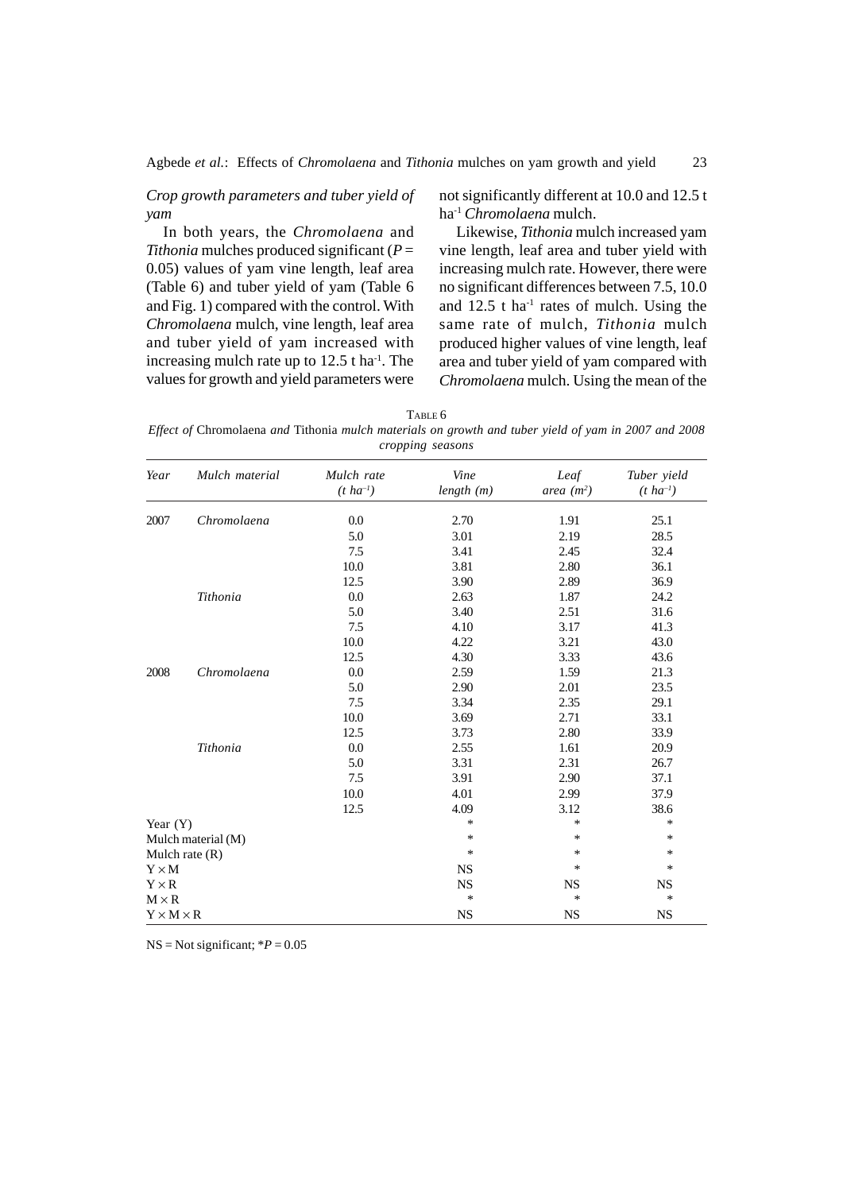*Crop growth parameters and tuber yield of yam*

In both years, the *Chromolaena* and *Tithonia* mulches produced significant ($P$ = 0.05) values of yam vine length, leaf area (Table 6) and tuber yield of yam (Table 6 and Fig. 1) compared with the control. With *Chromolaena* mulch, vine length, leaf area and tuber yield of yam increased with increasing mulch rate up to 12.5 t ha$^{-1}$. The values for growth and yield parameters were not significantly different at 10.0 and 12.5 t ha$^{-1}$ *Chromolaena* mulch.

Likewise, *Tithonia* mulch increased yam vine length, leaf area and tuber yield with increasing mulch rate. However, there were no significant differences between 7.5, 10.0 and 12.5 t ha$^{-1}$ rates of mulch. Using the same rate of mulch, *Tithonia* mulch produced higher values of vine length, leaf area and tuber yield of yam compared with *Chromolaena* mulch. Using the mean of the

TABLE 6

*Effect of* Chromolaena *and* Tithonia *mulch materials on growth and tuber yield of yam in 2007 and 2008 cropping seasons*

| *Year* | *Mulch material* | *Mulch rate ($t$ $ha^{-1}$)* | *Vine length (m)* | *Leaf area ($m^2$)* | *Tuber yield ($t$ $ha^{-1}$)* |
|---|---|---|---|---|---|
| 2007 | *Chromolaena* | 0.0 | 2.70 | 1.91 | 25.1 |
| | | 5.0 | 3.01 | 2.19 | 28.5 |
| | | 7.5 | 3.41 | 2.45 | 32.4 |
| | | 10.0 | 3.81 | 2.80 | 36.1 |
| | | 12.5 | 3.90 | 2.89 | 36.9 |
| | *Tithonia* | 0.0 | 2.63 | 1.87 | 24.2 |
| | | 5.0 | 3.40 | 2.51 | 31.6 |
| | | 7.5 | 4.10 | 3.17 | 41.3 |
| | | 10.0 | 4.22 | 3.21 | 43.0 |
| | | 12.5 | 4.30 | 3.33 | 43.6 |
| 2008 | *Chromolaena* | 0.0 | 2.59 | 1.59 | 21.3 |
| | | 5.0 | 2.90 | 2.01 | 23.5 |
| | | 7.5 | 3.34 | 2.35 | 29.1 |
| | | 10.0 | 3.69 | 2.71 | 33.1 |
| | | 12.5 | 3.73 | 2.80 | 33.9 |
| | *Tithonia* | 0.0 | 2.55 | 1.61 | 20.9 |
| | | 5.0 | 3.31 | 2.31 | 26.7 |
| | | 7.5 | 3.91 | 2.90 | 37.1 |
| | | 10.0 | 4.01 | 2.99 | 37.9 |
| | | 12.5 | 4.09 | 3.12 | 38.6 |
| Year (Y) | | | * | * | * |
| Mulch material (M) | | | * | * | * |
| Mulch rate (R) | | | * | * | * |
| Y × M | | | NS | * | * |
| Y × R | | | NS | NS | NS |
| M × R | | | * | * | * |
| Y × M × R | | | NS | NS | NS |

NS = Not significant; *$P$ = 0.05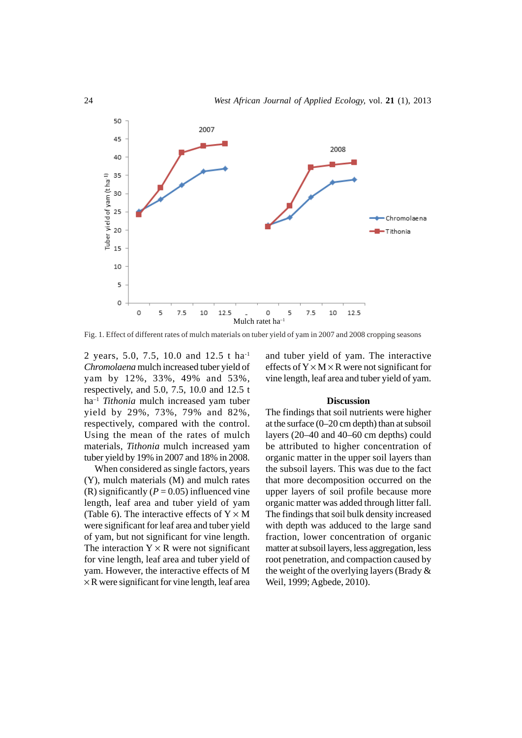50
45
40
35
30
25
20
15
10
5
0

Tuber yield of yam (t ha⁻¹)

2007

2008

0 5 7.5 10 12.5 - 0 5 7.5 10 12.5

Mulch ratet ha⁻¹

Chromolaena
Tithonia

Fig. 1. Effect of different rates of mulch materials on tuber yield of yam in 2007 and 2008 cropping seasons

2 years, 5.0, 7.5, 10.0 and 12.5 t ha$^{-1}$ *Chromolaena* mulch increased tuber yield of yam by 12%, 33%, 49% and 53%, respectively, and 5.0, 7.5, 10.0 and 12.5 t ha$^{-1}$ *Tithonia* mulch increased yam tuber yield by 29%, 73%, 79% and 82%, respectively, compared with the control. Using the mean of the rates of mulch materials, *Tithonia* mulch increased yam tuber yield by 19% in 2007 and 18% in 2008.

When considered as single factors, years (Y), mulch materials (M) and mulch rates (R) significantly ($P = 0.05$) influenced vine length, leaf area and tuber yield of yam (Table 6). The interactive effects of Y × M were significant for leaf area and tuber yield of yam, but not significant for vine length. The interaction Y × R were not significant for vine length, leaf area and tuber yield of yam. However, the interactive effects of M × R were significant for vine length, leaf area and tuber yield of yam. The interactive effects of Y × M × R were not significant for vine length, leaf area and tuber yield of yam.

## Discussion

The findings that soil nutrients were higher at the surface (0–20 cm depth) than at subsoil layers (20–40 and 40–60 cm depths) could be attributed to higher concentration of organic matter in the upper soil layers than the subsoil layers. This was due to the fact that more decomposition occurred on the upper layers of soil profile because more organic matter was added through litter fall. The findings that soil bulk density increased with depth was adduced to the large sand fraction, lower concentration of organic matter at subsoil layers, less aggregation, less root penetration, and compaction caused by the weight of the overlying layers (Brady & Weil, 1999; Agbede, 2010).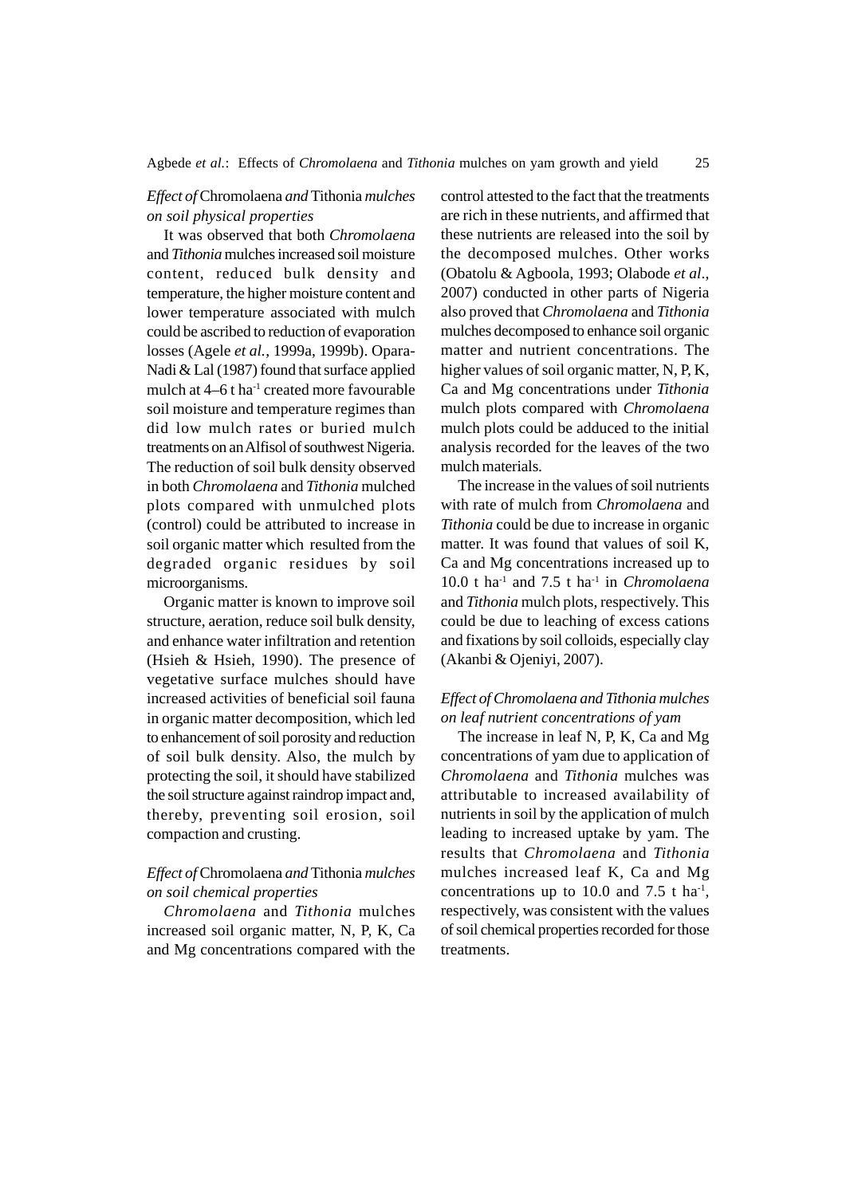### *Effect of* Chromolaena *and* Tithonia *mulches on soil physical properties*

It was observed that both *Chromolaena* and *Tithonia* mulches increased soil moisture content, reduced bulk density and temperature, the higher moisture content and lower temperature associated with mulch could be ascribed to reduction of evaporation losses (Agele *et al.*, 1999a, 1999b). Opara-Nadi & Lal (1987) found that surface applied mulch at 4–6 t $ha^{-1}$ created more favourable soil moisture and temperature regimes than did low mulch rates or buried mulch treatments on an Alfisol of southwest Nigeria. The reduction of soil bulk density observed in both *Chromolaena* and *Tithonia* mulched plots compared with unmulched plots (control) could be attributed to increase in soil organic matter which resulted from the degraded organic residues by soil microorganisms.

Organic matter is known to improve soil structure, aeration, reduce soil bulk density, and enhance water infiltration and retention (Hsieh & Hsieh, 1990). The presence of vegetative surface mulches should have increased activities of beneficial soil fauna in organic matter decomposition, which led to enhancement of soil porosity and reduction of soil bulk density. Also, the mulch by protecting the soil, it should have stabilized the soil structure against raindrop impact and, thereby, preventing soil erosion, soil compaction and crusting.

### *Effect of* Chromolaena *and* Tithonia *mulches on soil chemical properties*

*Chromolaena* and *Tithonia* mulches increased soil organic matter, N, P, K, Ca and Mg concentrations compared with the control attested to the fact that the treatments are rich in these nutrients, and affirmed that these nutrients are released into the soil by the decomposed mulches. Other works (Obatolu & Agboola, 1993; Olabode *et al*., 2007) conducted in other parts of Nigeria also proved that *Chromolaena* and *Tithonia* mulches decomposed to enhance soil organic matter and nutrient concentrations. The higher values of soil organic matter, N, P, K, Ca and Mg concentrations under *Tithonia* mulch plots compared with *Chromolaena* mulch plots could be adduced to the initial analysis recorded for the leaves of the two mulch materials.

The increase in the values of soil nutrients with rate of mulch from *Chromolaena* and *Tithonia* could be due to increase in organic matter. It was found that values of soil K, Ca and Mg concentrations increased up to 10.0 t $ha^{-1}$ and 7.5 t $ha^{-1}$ in *Chromolaena* and *Tithonia* mulch plots, respectively. This could be due to leaching of excess cations and fixations by soil colloids, especially clay (Akanbi & Ojeniyi, 2007).

### *Effect of Chromolaena and Tithonia mulches on leaf nutrient concentrations of yam*

The increase in leaf N, P, K, Ca and Mg concentrations of yam due to application of *Chromolaena* and *Tithonia* mulches was attributable to increased availability of nutrients in soil by the application of mulch leading to increased uptake by yam. The results that *Chromolaena* and *Tithonia* mulches increased leaf K, Ca and Mg concentrations up to 10.0 and 7.5 t $ha^{-1}$, respectively, was consistent with the values of soil chemical properties recorded for those treatments.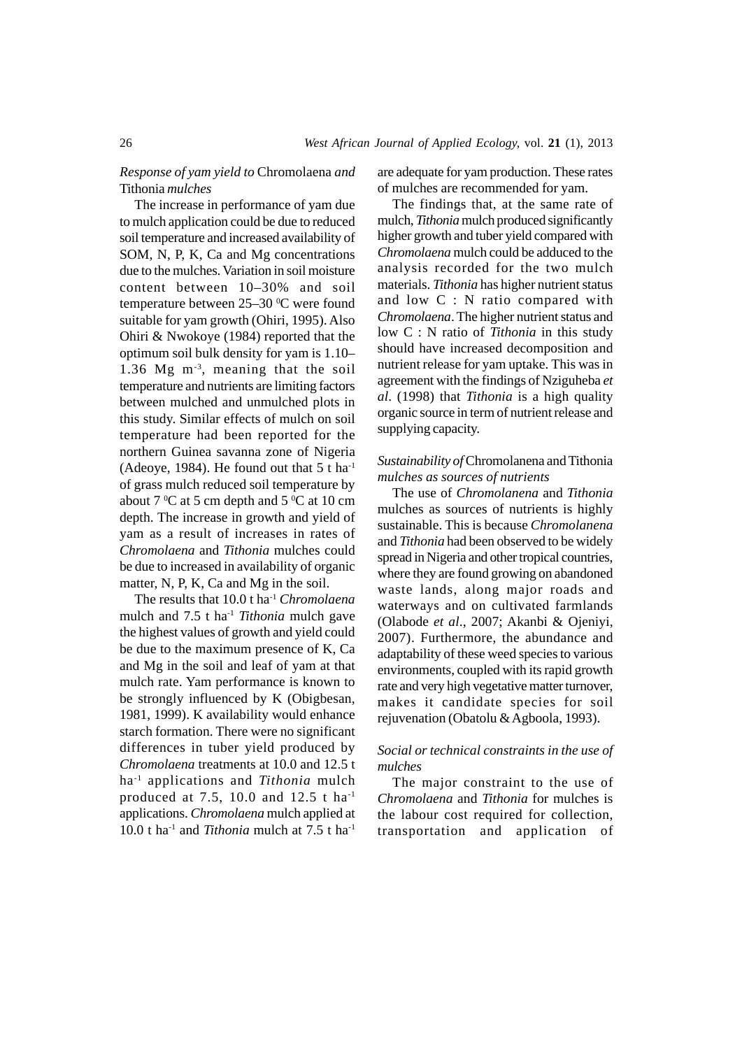### *Response of yam yield to* Chromolaena *and* Tithonia *mulches*

The increase in performance of yam due to mulch application could be due to reduced soil temperature and increased availability of SOM, N, P, K, Ca and Mg concentrations due to the mulches. Variation in soil moisture content between 10–30% and soil temperature between 25–30 $^0$C were found suitable for yam growth (Ohiri, 1995). Also Ohiri & Nwokoye (1984) reported that the optimum soil bulk density for yam is 1.10–1.36 Mg m$^{-3}$, meaning that the soil temperature and nutrients are limiting factors between mulched and unmulched plots in this study. Similar effects of mulch on soil temperature had been reported for the northern Guinea savanna zone of Nigeria (Adeoye, 1984). He found out that 5 t ha$^{-1}$ of grass mulch reduced soil temperature by about 7 $^0$C at 5 cm depth and 5 $^0$C at 10 cm depth. The increase in growth and yield of yam as a result of increases in rates of *Chromolaena* and *Tithonia* mulches could be due to increased in availability of organic matter, N, P, K, Ca and Mg in the soil.

The results that 10.0 t ha$^{-1}$ *Chromolaena* mulch and 7.5 t ha$^{-1}$ *Tithonia* mulch gave the highest values of growth and yield could be due to the maximum presence of K, Ca and Mg in the soil and leaf of yam at that mulch rate. Yam performance is known to be strongly influenced by K (Obigbesan, 1981, 1999). K availability would enhance starch formation. There were no significant differences in tuber yield produced by *Chromolaena* treatments at 10.0 and 12.5 t ha$^{-1}$ applications and *Tithonia* mulch produced at 7.5, 10.0 and 12.5 t ha$^{-1}$ applications. *Chromolaena* mulch applied at 10.0 t ha$^{-1}$ and *Tithonia* mulch at 7.5 t ha$^{-1}$ are adequate for yam production. These rates of mulches are recommended for yam.

The findings that, at the same rate of mulch, *Tithonia* mulch produced significantly higher growth and tuber yield compared with *Chromolaena* mulch could be adduced to the analysis recorded for the two mulch materials. *Tithonia* has higher nutrient status and low C : N ratio compared with *Chromolaena*. The higher nutrient status and low C : N ratio of *Tithonia* in this study should have increased decomposition and nutrient release for yam uptake. This was in agreement with the findings of Nziguheba *et al*. (1998) that *Tithonia* is a high quality organic source in term of nutrient release and supplying capacity.

### *Sustainability of* Chromolanena and Tithonia *mulches as sources of nutrients*

The use of *Chromolanena* and *Tithonia* mulches as sources of nutrients is highly sustainable. This is because *Chromolanena* and *Tithonia* had been observed to be widely spread in Nigeria and other tropical countries, where they are found growing on abandoned waste lands, along major roads and waterways and on cultivated farmlands (Olabode *et al*., 2007; Akanbi & Ojeniyi, 2007). Furthermore, the abundance and adaptability of these weed species to various environments, coupled with its rapid growth rate and very high vegetative matter turnover, makes it candidate species for soil rejuvenation (Obatolu & Agboola, 1993).

### *Social or technical constraints in the use of mulches*

The major constraint to the use of *Chromolaena* and *Tithonia* for mulches is the labour cost required for collection, transportation and application of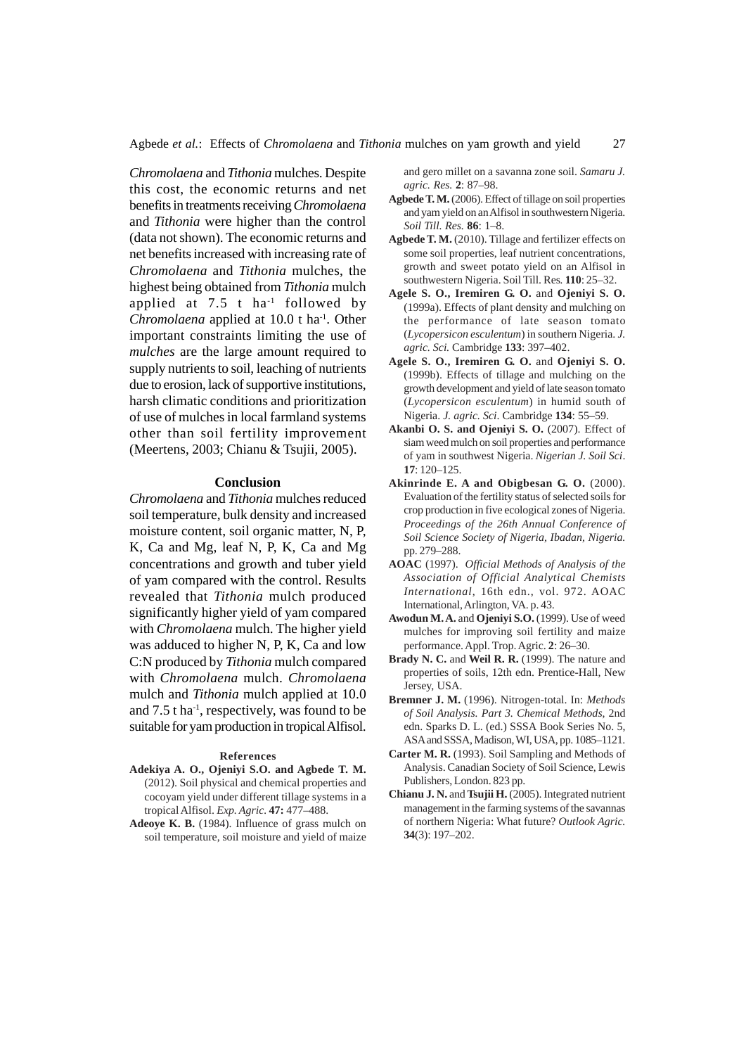*Chromolaena* and *Tithonia* mulches. Despite this cost, the economic returns and net benefits in treatments receiving *Chromolaena* and *Tithonia* were higher than the control (data not shown). The economic returns and net benefits increased with increasing rate of *Chromolaena* and *Tithonia* mulches, the highest being obtained from *Tithonia* mulch applied at 7.5 t ha$^{-1}$ followed by *Chromolaena* applied at 10.0 t ha$^{-1}$. Other important constraints limiting the use of *mulches* are the large amount required to supply nutrients to soil, leaching of nutrients due to erosion, lack of supportive institutions, harsh climatic conditions and prioritization of use of mulches in local farmland systems other than soil fertility improvement (Meertens, 2003; Chianu & Tsujii, 2005).

## Conclusion

*Chromolaena* and *Tithonia* mulches reduced soil temperature, bulk density and increased moisture content, soil organic matter, N, P, K, Ca and Mg, leaf N, P, K, Ca and Mg concentrations and growth and tuber yield of yam compared with the control. Results revealed that *Tithonia* mulch produced significantly higher yield of yam compared with *Chromolaena* mulch. The higher yield was adduced to higher N, P, K, Ca and low C:N produced by *Tithonia* mulch compared with *Chromolaena* mulch. *Chromolaena* mulch and *Tithonia* mulch applied at 10.0 and 7.5 t ha$^{-1}$, respectively, was found to be suitable for yam production in tropical Alfisol.

## References

**Adekiya A. O., Ojeniyi S.O. and Agbede T. M.** (2012). Soil physical and chemical properties and cocoyam yield under different tillage systems in a tropical Alfisol. *Exp. Agric*. **47:** 477–488.

**Adeoye K. B.** (1984). Influence of grass mulch on soil temperature, soil moisture and yield of maize and gero millet on a savanna zone soil. *Samaru J. agric. Res.* **2**: 87–98.

**Agbede T. M.** (2006). Effect of tillage on soil properties and yam yield on an Alfisol in southwestern Nigeria. *Soil Till. Res.* **86**: 1–8.

**Agbede T. M.** (2010). Tillage and fertilizer effects on some soil properties, leaf nutrient concentrations, growth and sweet potato yield on an Alfisol in southwestern Nigeria. Soil Till. Res. **110**: 25–32.

**Agele S. O., Iremiren G. O.** and **Ojeniyi S. O.** (1999a). Effects of plant density and mulching on the performance of late season tomato (*Lycopersicon esculentum*) in southern Nigeria. *J. agric. Sci.* Cambridge **133**: 397–402.

**Agele S. O., Iremiren G. O.** and **Ojeniyi S. O.** (1999b). Effects of tillage and mulching on the growth development and yield of late season tomato (*Lycopersicon esculentum*) in humid south of Nigeria. *J. agric. Sci*. Cambridge **134**: 55–59.

**Akanbi O. S. and Ojeniyi S. O.** (2007). Effect of siam weed mulch on soil properties and performance of yam in southwest Nigeria. *Nigerian J. Soil Sci*. **17**: 120–125.

**Akinrinde E. A and Obigbesan G. O.** (2000). Evaluation of the fertility status of selected soils for crop production in five ecological zones of Nigeria. *Proceedings of the 26th Annual Conference of Soil Science Society of Nigeria, Ibadan, Nigeria.* pp. 279–288.

**AOAC** (1997). *Official Methods of Analysis of the Association of Official Analytical Chemists International*, 16th edn., vol. 972. AOAC International, Arlington, VA. p. 43.

**Awodun M. A.** and **Ojeniyi S.O.** (1999). Use of weed mulches for improving soil fertility and maize performance. Appl. Trop. Agric. **2**: 26–30.

**Brady N. C.** and **Weil R. R.** (1999). The nature and properties of soils, 12th edn. Prentice-Hall, New Jersey, USA.

**Bremner J. M.** (1996). Nitrogen-total. In: *Methods of Soil Analysis. Part 3. Chemical Methods*, 2nd edn. Sparks D. L. (ed.) SSSA Book Series No. 5, ASA and SSSA, Madison, WI, USA, pp. 1085–1121.

**Carter M. R.** (1993). Soil Sampling and Methods of Analysis. Canadian Society of Soil Science, Lewis Publishers, London. 823 pp.

**Chianu J. N.** and **Tsujii H.** (2005). Integrated nutrient management in the farming systems of the savannas of northern Nigeria: What future? *Outlook Agric.* **34**(3): 197–202.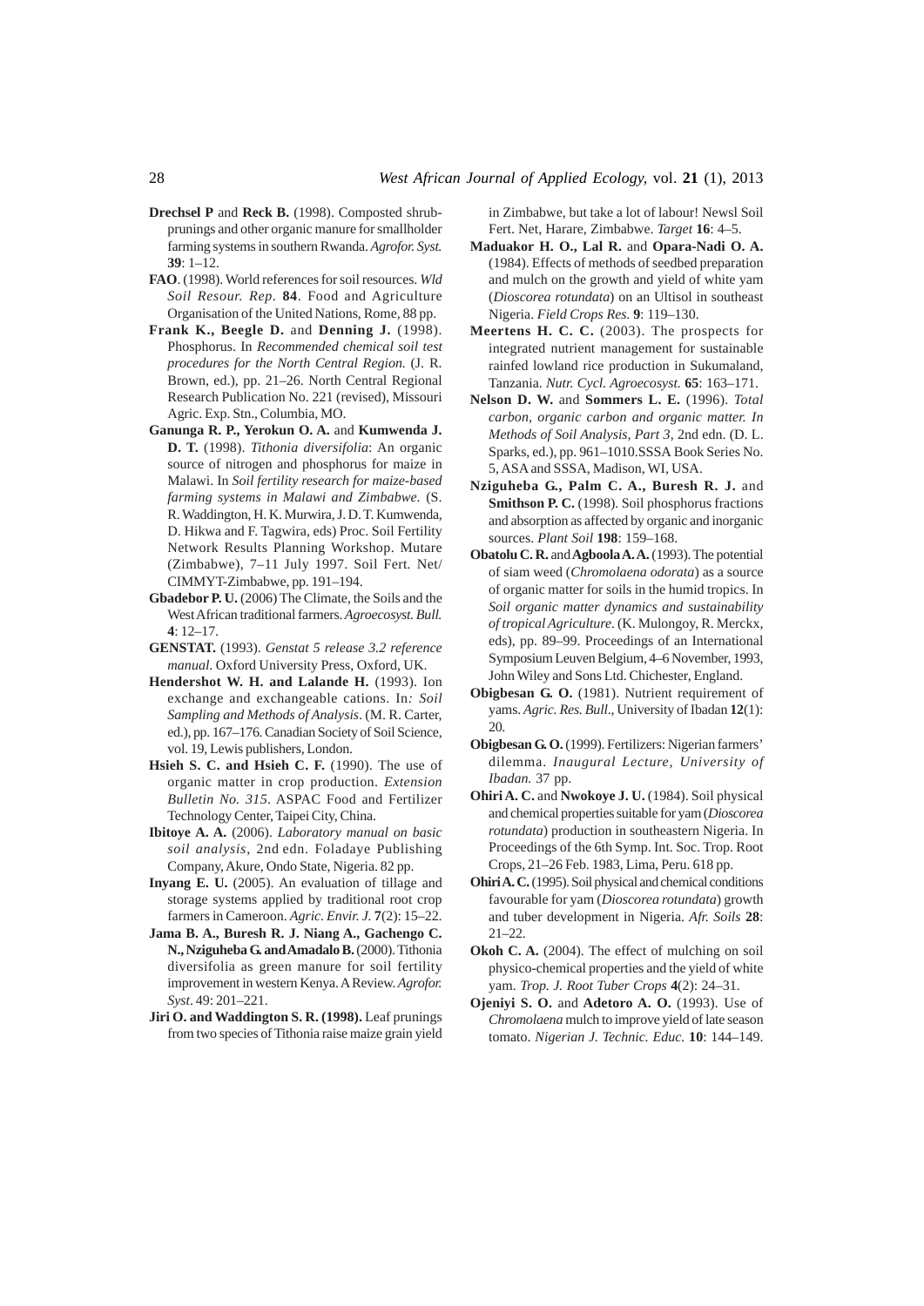**Drechsel P** and **Reck B.** (1998). Composted shrub-prunings and other organic manure for smallholder farming systems in southern Rwanda. *Agrofor. Syst.* **39**: 1–12.

**FAO**. (1998). World references for soil resources. *Wld Soil Resour. Rep*. **84**. Food and Agriculture Organisation of the United Nations, Rome, 88 pp.

**Frank K., Beegle D.** and **Denning J.** (1998). Phosphorus. In *Recommended chemical soil test procedures for the North Central Region.* (J. R. Brown, ed.), pp. 21–26. North Central Regional Research Publication No. 221 (revised), Missouri Agric. Exp. Stn., Columbia, MO.

**Ganunga R. P., Yerokun O. A.** and **Kumwenda J. D. T.** (1998). *Tithonia diversifolia*: An organic source of nitrogen and phosphorus for maize in Malawi. In *Soil fertility research for maize-based farming systems in Malawi and Zimbabwe.* (S. R. Waddington, H. K. Murwira, J. D. T. Kumwenda, D. Hikwa and F. Tagwira, eds) Proc. Soil Fertility Network Results Planning Workshop. Mutare (Zimbabwe), 7–11 July 1997. Soil Fert. Net/ CIMMYT-Zimbabwe, pp. 191–194.

**Gbadebor P. U.** (2006) The Climate, the Soils and the West African traditional farmers. *Agroecosyst. Bull.* **4**: 12–17.

**GENSTAT.** (1993). *Genstat 5 release 3.2 reference manual.* Oxford University Press, Oxford, UK.

**Hendershot W. H. and Lalande H.** (1993). Ion exchange and exchangeable cations. In*: Soil Sampling and Methods of Analysis*. (M. R. Carter, ed.), pp. 167–176. Canadian Society of Soil Science, vol. 19, Lewis publishers, London.

**Hsieh S. C. and Hsieh C. F.** (1990). The use of organic matter in crop production. *Extension Bulletin No. 315*. ASPAC Food and Fertilizer Technology Center, Taipei City, China.

**Ibitoye A. A.** (2006). *Laboratory manual on basic soil analysis*, 2nd edn. Foladaye Publishing Company, Akure, Ondo State, Nigeria. 82 pp.

**Inyang E. U.** (2005). An evaluation of tillage and storage systems applied by traditional root crop farmers in Cameroon. *Agric. Envir. J.* **7**(2): 15–22.

**Jama B. A., Buresh R. J. Niang A., Gachengo C. N., Nziguheba G. and Amadalo B.** (2000). Tithonia diversifolia as green manure for soil fertility improvement in western Kenya. A Review. *Agrofor. Syst*. 49: 201–221.

**Jiri O. and Waddington S. R. (1998).** Leaf prunings from two species of Tithonia raise maize grain yield in Zimbabwe, but take a lot of labour! Newsl Soil Fert. Net, Harare, Zimbabwe. *Target* **16**: 4–5.

**Maduakor H. O., Lal R.** and **Opara-Nadi O. A.** (1984). Effects of methods of seedbed preparation and mulch on the growth and yield of white yam (*Dioscorea rotundata*) on an Ultisol in southeast Nigeria. *Field Crops Res.* **9**: 119–130.

**Meertens H. C. C.** (2003). The prospects for integrated nutrient management for sustainable rainfed lowland rice production in Sukumaland, Tanzania. *Nutr. Cycl. Agroecosyst.* **65**: 163–171.

**Nelson D. W.** and **Sommers L. E.** (1996). *Total carbon, organic carbon and organic matter. In Methods of Soil Analysis, Part 3*, 2nd edn. (D. L. Sparks, ed.), pp. 961–1010.SSSA Book Series No. 5, ASA and SSSA, Madison, WI, USA.

**Nziguheba G., Palm C. A., Buresh R. J.** and **Smithson P. C.** (1998). Soil phosphorus fractions and absorption as affected by organic and inorganic sources. *Plant Soil* **198**: 159–168.

**Obatolu C. R.** and **Agboola A. A.** (1993). The potential of siam weed (*Chromolaena odorata*) as a source of organic matter for soils in the humid tropics. In *Soil organic matter dynamics and sustainability of tropical Agriculture*. (K. Mulongoy, R. Merckx, eds), pp. 89–99. Proceedings of an International Symposium Leuven Belgium, 4–6 November, 1993, John Wiley and Sons Ltd. Chichester, England.

**Obigbesan G. O.** (1981). Nutrient requirement of yams. *Agric. Res. Bull*., University of Ibadan **12**(1): 20.

**Obigbesan G. O.** (1999). Fertilizers: Nigerian farmers' dilemma. *Inaugural Lecture, University of Ibadan.* 37 pp.

**Ohiri A. C.** and **Nwokoye J. U.** (1984). Soil physical and chemical properties suitable for yam (*Dioscorea rotundata*) production in southeastern Nigeria. In Proceedings of the 6th Symp. Int. Soc. Trop. Root Crops, 21–26 Feb. 1983, Lima, Peru. 618 pp.

**Ohiri A. C.** (1995). Soil physical and chemical conditions favourable for yam (*Dioscorea rotundata*) growth and tuber development in Nigeria. *Afr. Soils* **28**: 21–22.

**Okoh C. A.** (2004). The effect of mulching on soil physico-chemical properties and the yield of white yam. *Trop. J. Root Tuber Crops* **4**(2): 24–31.

**Ojeniyi S. O.** and **Adetoro A. O.** (1993). Use of *Chromolaena* mulch to improve yield of late season tomato. *Nigerian J. Technic. Educ.* **10**: 144–149.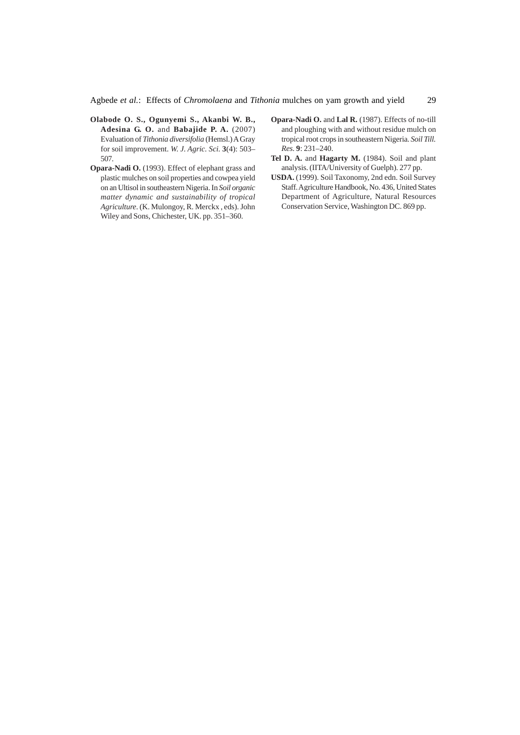**Olabode O. S., Ogunyemi S., Akanbi W. B., Adesina G. O.** and **Babajide P. A.** (2007) Evaluation of *Tithonia diversifolia* (Hemsl.) A Gray for soil improvement. *W. J. Agric. Sci.* **3**(4): 503–507.

**Opara-Nadi O.** (1993). Effect of elephant grass and plastic mulches on soil properties and cowpea yield on an Ultisol in southeastern Nigeria. In *Soil organic matter dynamic and sustainability of tropical Agriculture*. (K. Mulongoy, R. Merckx , eds). John Wiley and Sons, Chichester, UK. pp. 351–360.

**Opara-Nadi O.** and **Lal R.** (1987). Effects of no-till and ploughing with and without residue mulch on tropical root crops in southeastern Nigeria. *Soil Till. Res.* **9**: 231–240.

**Tel D. A.** and **Hagarty M.** (1984). Soil and plant analysis. (IITA/University of Guelph). 277 pp.

**USDA.** (1999). Soil Taxonomy, 2nd edn. Soil Survey Staff. Agriculture Handbook, No. 436, United States Department of Agriculture, Natural Resources Conservation Service, Washington DC. 869 pp.